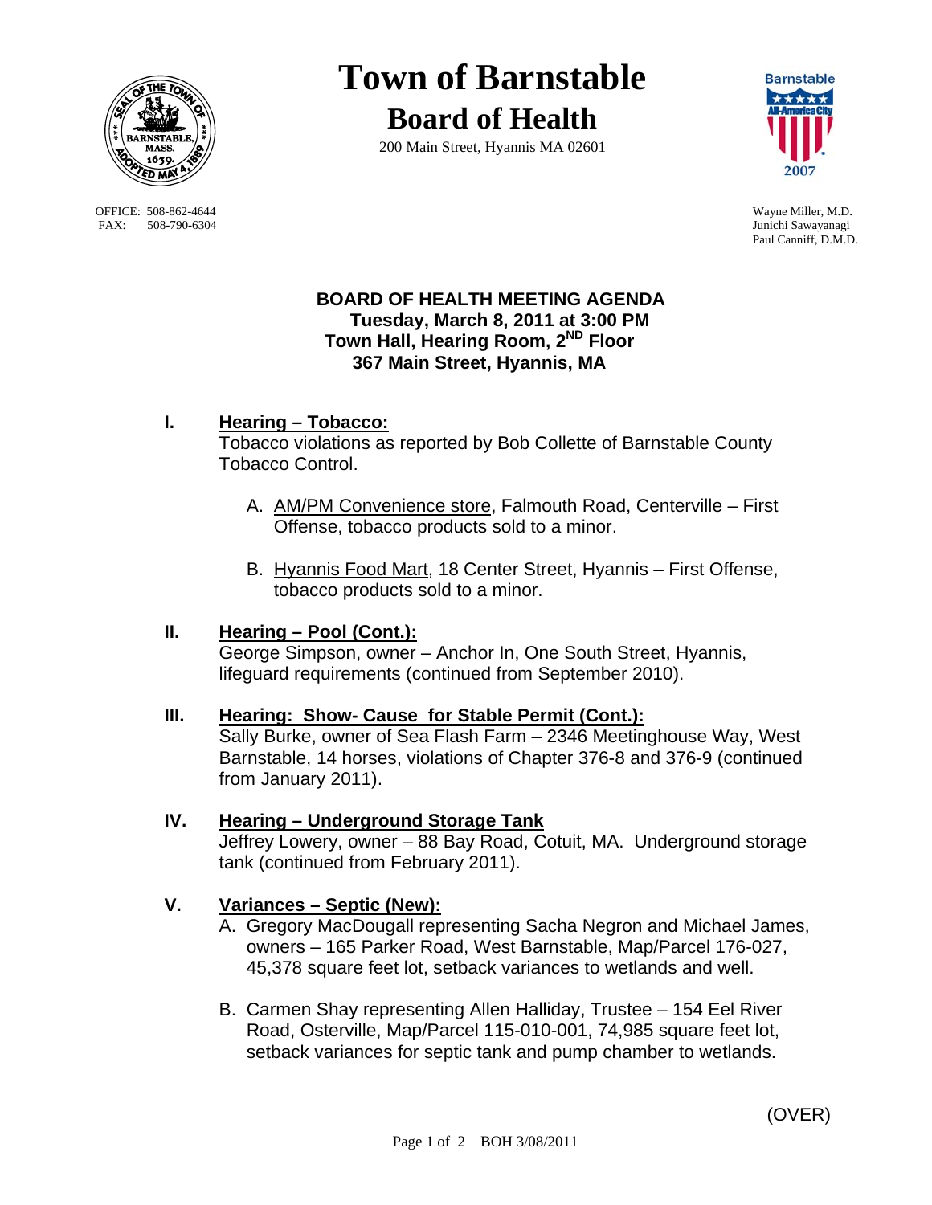# Town of Barnstable

## Board of Health

200 Main Street, Hyannis MA 02601

OFFICE: 508-862-4644
FAX: 508-790-6304

Wayne Miller, M.D.
Junichi Sawayanagi
Paul Canniff, D.M.D.

**BOARD OF HEALTH MEETING AGENDA**
**Tuesday, March 8, 2011 at 3:00 PM**
**Town Hall, Hearing Room, 2ND Floor**
**367 Main Street, Hyannis, MA**

**I. Hearing – Tobacco:**

Tobacco violations as reported by Bob Collette of Barnstable County Tobacco Control.

A. AM/PM Convenience store, Falmouth Road, Centerville – First Offense, tobacco products sold to a minor.

B. Hyannis Food Mart, 18 Center Street, Hyannis – First Offense, tobacco products sold to a minor.

**II. Hearing – Pool (Cont.):**

George Simpson, owner – Anchor In, One South Street, Hyannis, lifeguard requirements (continued from September 2010).

**III. Hearing: Show- Cause for Stable Permit (Cont.):**

Sally Burke, owner of Sea Flash Farm – 2346 Meetinghouse Way, West Barnstable, 14 horses, violations of Chapter 376-8 and 376-9 (continued from January 2011).

**IV. Hearing – Underground Storage Tank**

Jeffrey Lowery, owner – 88 Bay Road, Cotuit, MA. Underground storage tank (continued from February 2011).

**V. Variances – Septic (New):**

A. Gregory MacDougall representing Sacha Negron and Michael James, owners – 165 Parker Road, West Barnstable, Map/Parcel 176-027, 45,378 square feet lot, setback variances to wetlands and well.

B. Carmen Shay representing Allen Halliday, Trustee – 154 Eel River Road, Osterville, Map/Parcel 115-010-001, 74,985 square feet lot, setback variances for septic tank and pump chamber to wetlands.

(OVER)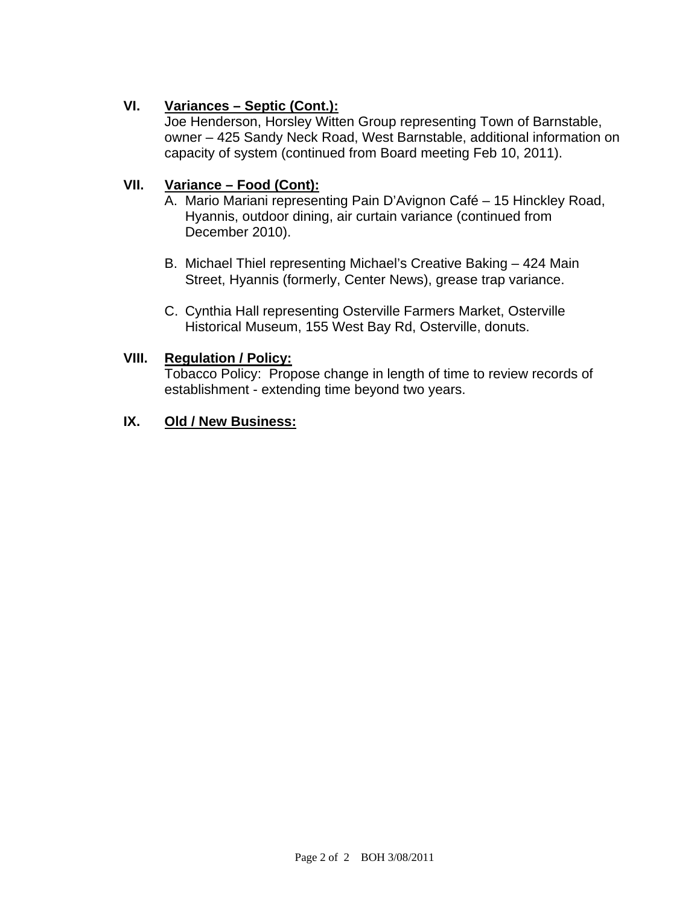**VI. Variances – Septic (Cont.):**

Joe Henderson, Horsley Witten Group representing Town of Barnstable, owner – 425 Sandy Neck Road, West Barnstable, additional information on capacity of system (continued from Board meeting Feb 10, 2011).

**VII. Variance – Food (Cont):**

A. Mario Mariani representing Pain D'Avignon Café – 15 Hinckley Road, Hyannis, outdoor dining, air curtain variance (continued from December 2010).

B. Michael Thiel representing Michael's Creative Baking – 424 Main Street, Hyannis (formerly, Center News), grease trap variance.

C. Cynthia Hall representing Osterville Farmers Market, Osterville Historical Museum, 155 West Bay Rd, Osterville, donuts.

**VIII. Regulation / Policy:**

Tobacco Policy: Propose change in length of time to review records of establishment - extending time beyond two years.

**IX. Old / New Business:**